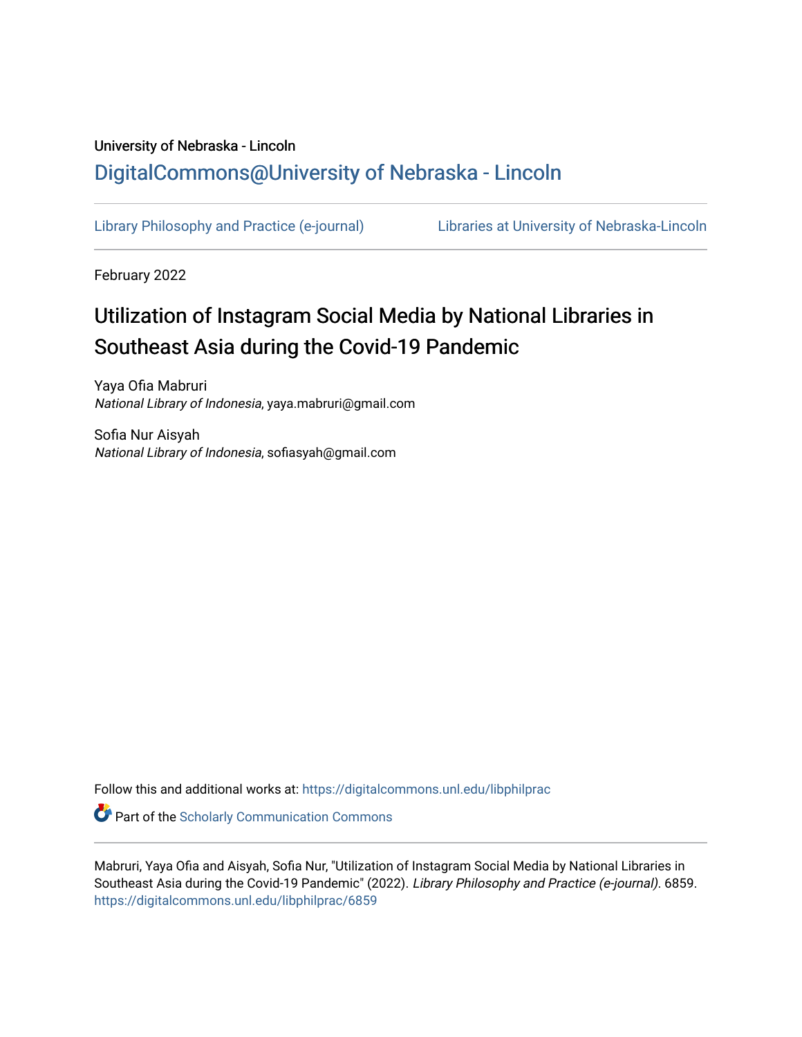University of Nebraska - Lincoln

DigitalCommons@University of Nebraska - Lincoln

Library Philosophy and Practice (e-journal) Libraries at University of Nebraska-Lincoln

February 2022

# Utilization of Instagram Social Media by National Libraries in Southeast Asia during the Covid-19 Pandemic

Yaya Ofia Mabruri
*National Library of Indonesia*, yaya.mabruri@gmail.com

Sofia Nur Aisyah
*National Library of Indonesia*, sofiasyah@gmail.com

Follow this and additional works at: https://digitalcommons.unl.edu/libphilprac

Part of the Scholarly Communication Commons

Mabruri, Yaya Ofia and Aisyah, Sofia Nur, "Utilization of Instagram Social Media by National Libraries in Southeast Asia during the Covid-19 Pandemic" (2022). *Library Philosophy and Practice (e-journal)*. 6859. https://digitalcommons.unl.edu/libphilprac/6859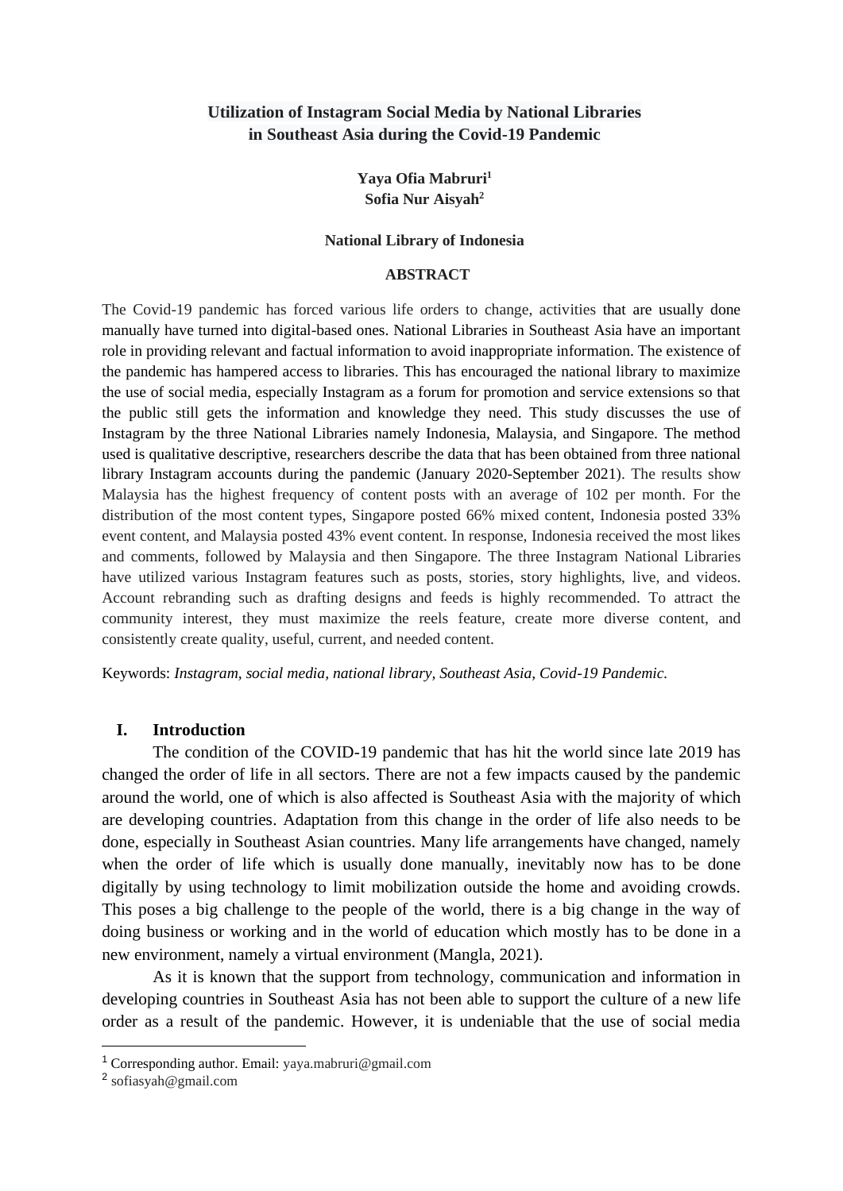# Utilization of Instagram Social Media by National Libraries in Southeast Asia during the Covid-19 Pandemic

**Yaya Ofia Mabruri[1]**
**Sofia Nur Aisyah[2]**

**National Library of Indonesia**

## ABSTRACT

The Covid-19 pandemic has forced various life orders to change, activities that are usually done manually have turned into digital-based ones. National Libraries in Southeast Asia have an important role in providing relevant and factual information to avoid inappropriate information. The existence of the pandemic has hampered access to libraries. This has encouraged the national library to maximize the use of social media, especially Instagram as a forum for promotion and service extensions so that the public still gets the information and knowledge they need. This study discusses the use of Instagram by the three National Libraries namely Indonesia, Malaysia, and Singapore. The method used is qualitative descriptive, researchers describe the data that has been obtained from three national library Instagram accounts during the pandemic (January 2020-September 2021). The results show Malaysia has the highest frequency of content posts with an average of 102 per month. For the distribution of the most content types, Singapore posted 66% mixed content, Indonesia posted 33% event content, and Malaysia posted 43% event content. In response, Indonesia received the most likes and comments, followed by Malaysia and then Singapore. The three Instagram National Libraries have utilized various Instagram features such as posts, stories, story highlights, live, and videos. Account rebranding such as drafting designs and feeds is highly recommended. To attract the community interest, they must maximize the reels feature, create more diverse content, and consistently create quality, useful, current, and needed content.

Keywords: *Instagram, social media, national library, Southeast Asia, Covid-19 Pandemic.*

## I. Introduction

The condition of the COVID-19 pandemic that has hit the world since late 2019 has changed the order of life in all sectors. There are not a few impacts caused by the pandemic around the world, one of which is also affected is Southeast Asia with the majority of which are developing countries. Adaptation from this change in the order of life also needs to be done, especially in Southeast Asian countries. Many life arrangements have changed, namely when the order of life which is usually done manually, inevitably now has to be done digitally by using technology to limit mobilization outside the home and avoiding crowds. This poses a big challenge to the people of the world, there is a big change in the way of doing business or working and in the world of education which mostly has to be done in a new environment, namely a virtual environment (Mangla, 2021).

As it is known that the support from technology, communication and information in developing countries in Southeast Asia has not been able to support the culture of a new life order as a result of the pandemic. However, it is undeniable that the use of social media

---

[1] Corresponding author. Email: yaya.mabruri@gmail.com

[2] sofiasyah@gmail.com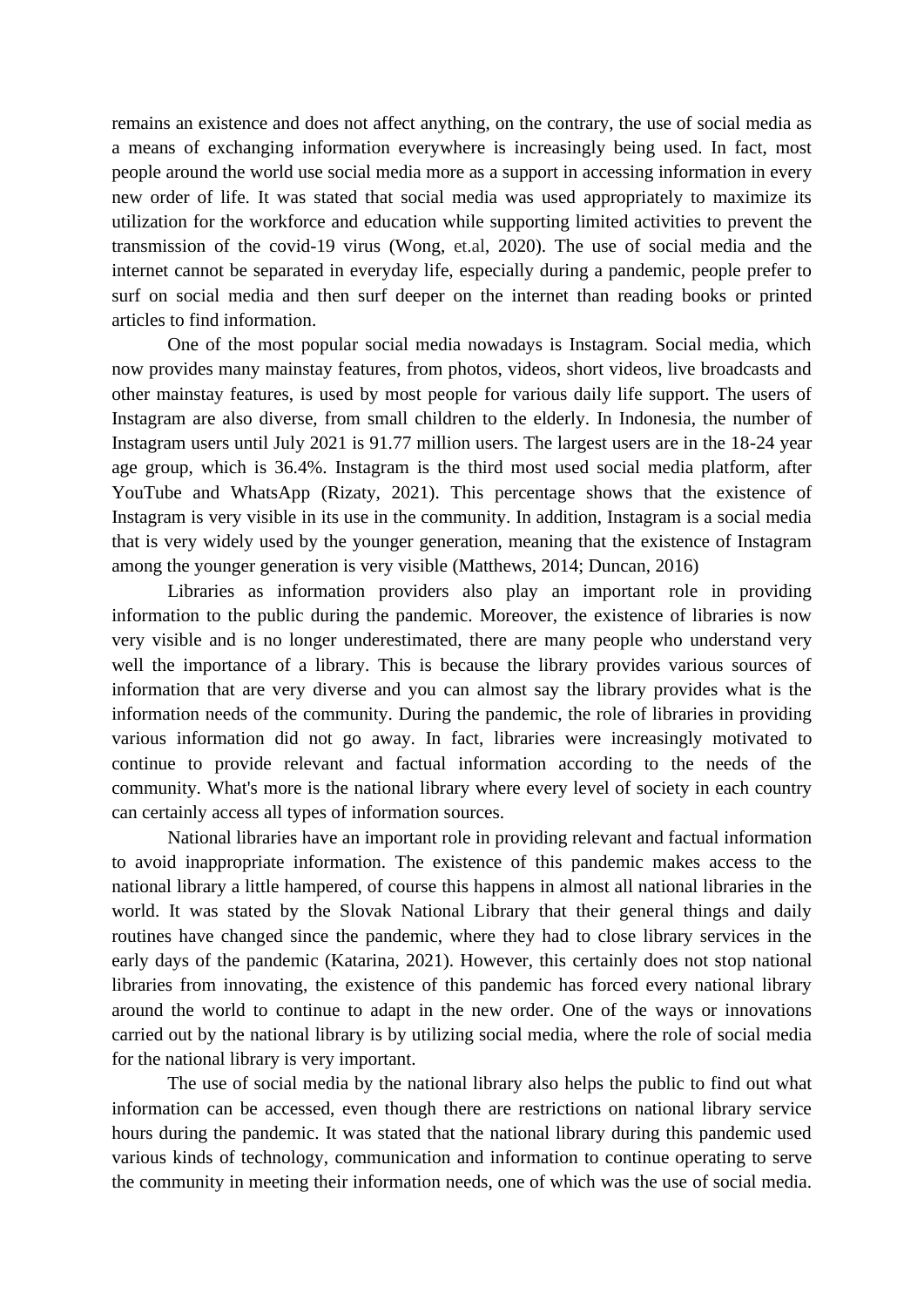remains an existence and does not affect anything, on the contrary, the use of social media as a means of exchanging information everywhere is increasingly being used. In fact, most people around the world use social media more as a support in accessing information in every new order of life. It was stated that social media was used appropriately to maximize its utilization for the workforce and education while supporting limited activities to prevent the transmission of the covid-19 virus (Wong, et.al, 2020). The use of social media and the internet cannot be separated in everyday life, especially during a pandemic, people prefer to surf on social media and then surf deeper on the internet than reading books or printed articles to find information.

One of the most popular social media nowadays is Instagram. Social media, which now provides many mainstay features, from photos, videos, short videos, live broadcasts and other mainstay features, is used by most people for various daily life support. The users of Instagram are also diverse, from small children to the elderly. In Indonesia, the number of Instagram users until July 2021 is 91.77 million users. The largest users are in the 18-24 year age group, which is 36.4%. Instagram is the third most used social media platform, after YouTube and WhatsApp (Rizaty, 2021). This percentage shows that the existence of Instagram is very visible in its use in the community. In addition, Instagram is a social media that is very widely used by the younger generation, meaning that the existence of Instagram among the younger generation is very visible (Matthews, 2014; Duncan, 2016)

Libraries as information providers also play an important role in providing information to the public during the pandemic. Moreover, the existence of libraries is now very visible and is no longer underestimated, there are many people who understand very well the importance of a library. This is because the library provides various sources of information that are very diverse and you can almost say the library provides what is the information needs of the community. During the pandemic, the role of libraries in providing various information did not go away. In fact, libraries were increasingly motivated to continue to provide relevant and factual information according to the needs of the community. What's more is the national library where every level of society in each country can certainly access all types of information sources.

National libraries have an important role in providing relevant and factual information to avoid inappropriate information. The existence of this pandemic makes access to the national library a little hampered, of course this happens in almost all national libraries in the world. It was stated by the Slovak National Library that their general things and daily routines have changed since the pandemic, where they had to close library services in the early days of the pandemic (Katarina, 2021). However, this certainly does not stop national libraries from innovating, the existence of this pandemic has forced every national library around the world to continue to adapt in the new order. One of the ways or innovations carried out by the national library is by utilizing social media, where the role of social media for the national library is very important.

The use of social media by the national library also helps the public to find out what information can be accessed, even though there are restrictions on national library service hours during the pandemic. It was stated that the national library during this pandemic used various kinds of technology, communication and information to continue operating to serve the community in meeting their information needs, one of which was the use of social media.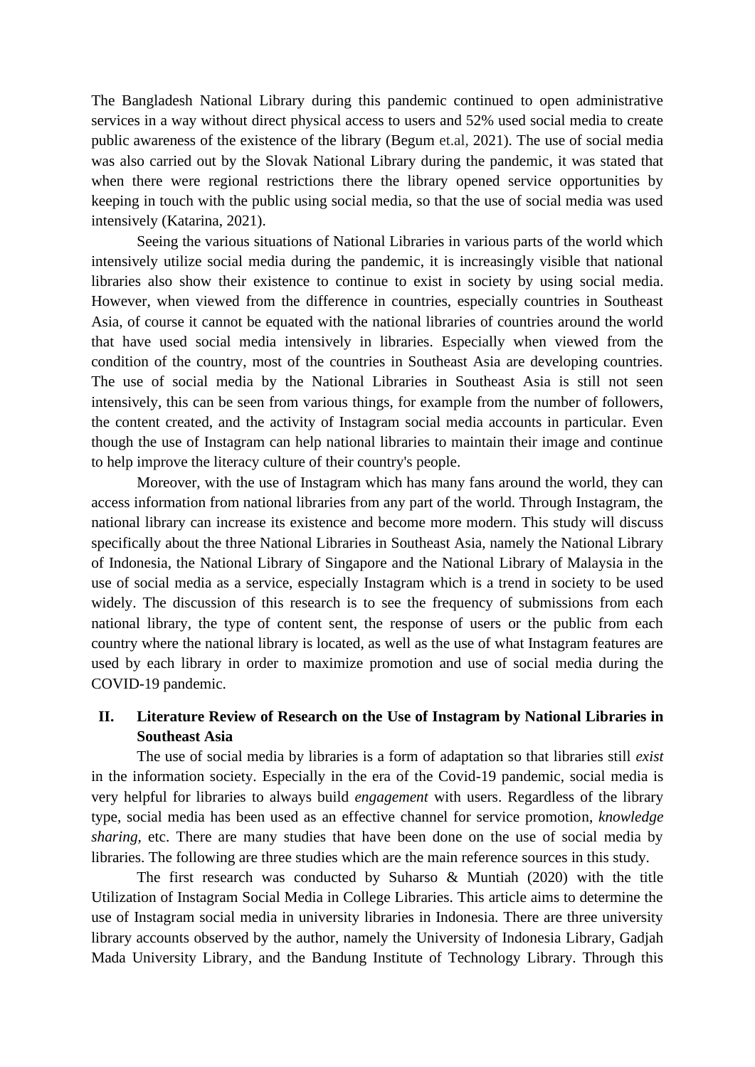The Bangladesh National Library during this pandemic continued to open administrative services in a way without direct physical access to users and 52% used social media to create public awareness of the existence of the library (Begum et.al, 2021). The use of social media was also carried out by the Slovak National Library during the pandemic, it was stated that when there were regional restrictions there the library opened service opportunities by keeping in touch with the public using social media, so that the use of social media was used intensively (Katarina, 2021).

Seeing the various situations of National Libraries in various parts of the world which intensively utilize social media during the pandemic, it is increasingly visible that national libraries also show their existence to continue to exist in society by using social media. However, when viewed from the difference in countries, especially countries in Southeast Asia, of course it cannot be equated with the national libraries of countries around the world that have used social media intensively in libraries. Especially when viewed from the condition of the country, most of the countries in Southeast Asia are developing countries. The use of social media by the National Libraries in Southeast Asia is still not seen intensively, this can be seen from various things, for example from the number of followers, the content created, and the activity of Instagram social media accounts in particular. Even though the use of Instagram can help national libraries to maintain their image and continue to help improve the literacy culture of their country's people.

Moreover, with the use of Instagram which has many fans around the world, they can access information from national libraries from any part of the world. Through Instagram, the national library can increase its existence and become more modern. This study will discuss specifically about the three National Libraries in Southeast Asia, namely the National Library of Indonesia, the National Library of Singapore and the National Library of Malaysia in the use of social media as a service, especially Instagram which is a trend in society to be used widely. The discussion of this research is to see the frequency of submissions from each national library, the type of content sent, the response of users or the public from each country where the national library is located, as well as the use of what Instagram features are used by each library in order to maximize promotion and use of social media during the COVID-19 pandemic.

## II. Literature Review of Research on the Use of Instagram by National Libraries in Southeast Asia

The use of social media by libraries is a form of adaptation so that libraries still *exist* in the information society. Especially in the era of the Covid-19 pandemic, social media is very helpful for libraries to always build *engagement* with users. Regardless of the library type, social media has been used as an effective channel for service promotion, *knowledge sharing,* etc. There are many studies that have been done on the use of social media by libraries. The following are three studies which are the main reference sources in this study.

The first research was conducted by Suharso & Muntiah (2020) with the title Utilization of Instagram Social Media in College Libraries. This article aims to determine the use of Instagram social media in university libraries in Indonesia. There are three university library accounts observed by the author, namely the University of Indonesia Library, Gadjah Mada University Library, and the Bandung Institute of Technology Library. Through this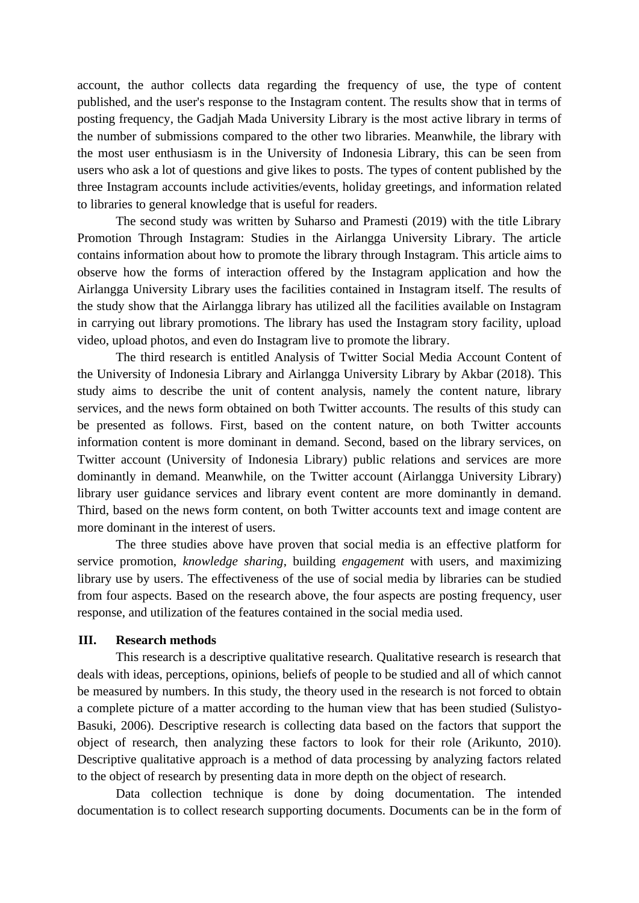account, the author collects data regarding the frequency of use, the type of content published, and the user's response to the Instagram content. The results show that in terms of posting frequency, the Gadjah Mada University Library is the most active library in terms of the number of submissions compared to the other two libraries. Meanwhile, the library with the most user enthusiasm is in the University of Indonesia Library, this can be seen from users who ask a lot of questions and give likes to posts. The types of content published by the three Instagram accounts include activities/events, holiday greetings, and information related to libraries to general knowledge that is useful for readers.

The second study was written by Suharso and Pramesti (2019) with the title Library Promotion Through Instagram: Studies in the Airlangga University Library. The article contains information about how to promote the library through Instagram. This article aims to observe how the forms of interaction offered by the Instagram application and how the Airlangga University Library uses the facilities contained in Instagram itself. The results of the study show that the Airlangga library has utilized all the facilities available on Instagram in carrying out library promotions. The library has used the Instagram story facility, upload video, upload photos, and even do Instagram live to promote the library.

The third research is entitled Analysis of Twitter Social Media Account Content of the University of Indonesia Library and Airlangga University Library by Akbar (2018). This study aims to describe the unit of content analysis, namely the content nature, library services, and the news form obtained on both Twitter accounts. The results of this study can be presented as follows. First, based on the content nature, on both Twitter accounts information content is more dominant in demand. Second, based on the library services, on Twitter account (University of Indonesia Library) public relations and services are more dominantly in demand. Meanwhile, on the Twitter account (Airlangga University Library) library user guidance services and library event content are more dominantly in demand. Third, based on the news form content, on both Twitter accounts text and image content are more dominant in the interest of users.

The three studies above have proven that social media is an effective platform for service promotion, *knowledge sharing*, building *engagement* with users, and maximizing library use by users. The effectiveness of the use of social media by libraries can be studied from four aspects. Based on the research above, the four aspects are posting frequency, user response, and utilization of the features contained in the social media used.

## III. Research methods

This research is a descriptive qualitative research. Qualitative research is research that deals with ideas, perceptions, opinions, beliefs of people to be studied and all of which cannot be measured by numbers. In this study, the theory used in the research is not forced to obtain a complete picture of a matter according to the human view that has been studied (Sulistyo-Basuki, 2006). Descriptive research is collecting data based on the factors that support the object of research, then analyzing these factors to look for their role (Arikunto, 2010). Descriptive qualitative approach is a method of data processing by analyzing factors related to the object of research by presenting data in more depth on the object of research.

Data collection technique is done by doing documentation. The intended documentation is to collect research supporting documents. Documents can be in the form of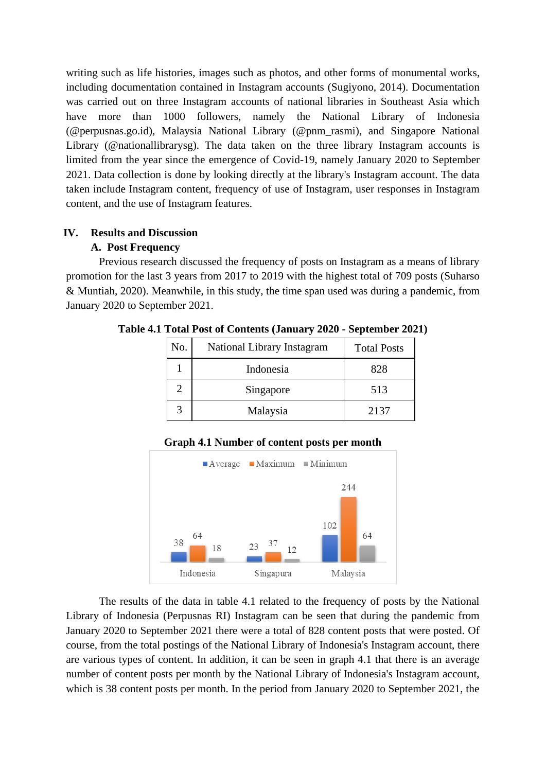writing such as life histories, images such as photos, and other forms of monumental works, including documentation contained in Instagram accounts (Sugiyono, 2014). Documentation was carried out on three Instagram accounts of national libraries in Southeast Asia which have more than 1000 followers, namely the National Library of Indonesia (@perpusnas.go.id), Malaysia National Library (@pnm_rasmi), and Singapore National Library (@nationallibrarysg). The data taken on the three library Instagram accounts is limited from the year since the emergence of Covid-19, namely January 2020 to September 2021. Data collection is done by looking directly at the library's Instagram account. The data taken include Instagram content, frequency of use of Instagram, user responses in Instagram content, and the use of Instagram features.

## IV. Results and Discussion

### A. Post Frequency

Previous research discussed the frequency of posts on Instagram as a means of library promotion for the last 3 years from 2017 to 2019 with the highest total of 709 posts (Suharso & Muntiah, 2020). Meanwhile, in this study, the time span used was during a pandemic, from January 2020 to September 2021.

**Table 4.1 Total Post of Contents (January 2020 - September 2021)**

| No. | National Library Instagram | Total Posts |
|---|---|---|
| 1 | Indonesia | 828 |
| 2 | Singapore | 513 |
| 3 | Malaysia | 2137 |

**Graph 4.1 Number of content posts per month**

| | Average | Maximum | Minimum |
|---|---|---|---|
| Indonesia | 38 | 64 | 18 |
| Singapura | 23 | 37 | 12 |
| Malaysia | 102 | 244 | 64 |

The results of the data in table 4.1 related to the frequency of posts by the National Library of Indonesia (Perpusnas RI) Instagram can be seen that during the pandemic from January 2020 to September 2021 there were a total of 828 content posts that were posted. Of course, from the total postings of the National Library of Indonesia's Instagram account, there are various types of content. In addition, it can be seen in graph 4.1 that there is an average number of content posts per month by the National Library of Indonesia's Instagram account, which is 38 content posts per month. In the period from January 2020 to September 2021, the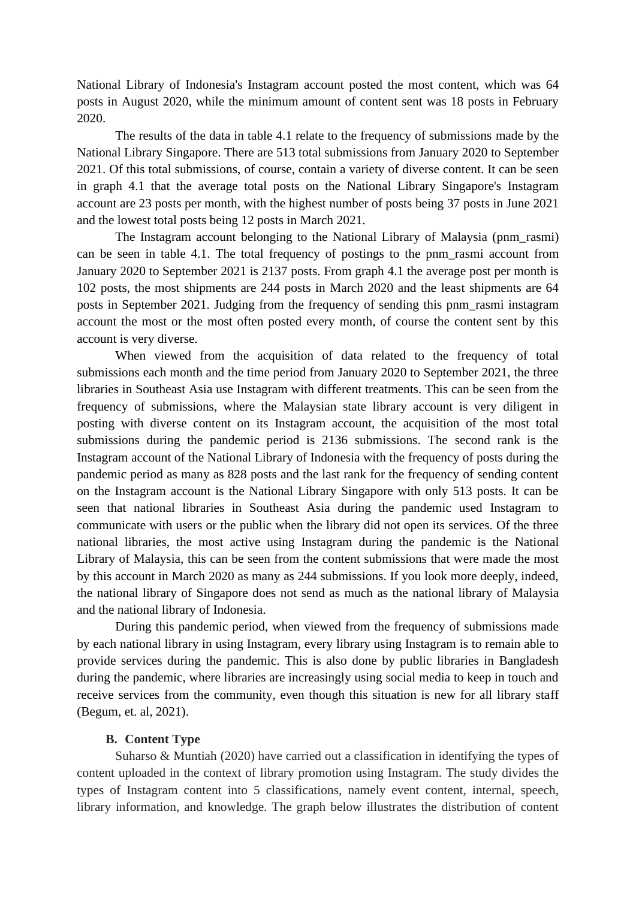National Library of Indonesia's Instagram account posted the most content, which was 64 posts in August 2020, while the minimum amount of content sent was 18 posts in February 2020.

The results of the data in table 4.1 relate to the frequency of submissions made by the National Library Singapore. There are 513 total submissions from January 2020 to September 2021. Of this total submissions, of course, contain a variety of diverse content. It can be seen in graph 4.1 that the average total posts on the National Library Singapore's Instagram account are 23 posts per month, with the highest number of posts being 37 posts in June 2021 and the lowest total posts being 12 posts in March 2021.

The Instagram account belonging to the National Library of Malaysia (pnm_rasmi) can be seen in table 4.1. The total frequency of postings to the pnm_rasmi account from January 2020 to September 2021 is 2137 posts. From graph 4.1 the average post per month is 102 posts, the most shipments are 244 posts in March 2020 and the least shipments are 64 posts in September 2021. Judging from the frequency of sending this pnm_rasmi instagram account the most or the most often posted every month, of course the content sent by this account is very diverse.

When viewed from the acquisition of data related to the frequency of total submissions each month and the time period from January 2020 to September 2021, the three libraries in Southeast Asia use Instagram with different treatments. This can be seen from the frequency of submissions, where the Malaysian state library account is very diligent in posting with diverse content on its Instagram account, the acquisition of the most total submissions during the pandemic period is 2136 submissions. The second rank is the Instagram account of the National Library of Indonesia with the frequency of posts during the pandemic period as many as 828 posts and the last rank for the frequency of sending content on the Instagram account is the National Library Singapore with only 513 posts. It can be seen that national libraries in Southeast Asia during the pandemic used Instagram to communicate with users or the public when the library did not open its services. Of the three national libraries, the most active using Instagram during the pandemic is the National Library of Malaysia, this can be seen from the content submissions that were made the most by this account in March 2020 as many as 244 submissions. If you look more deeply, indeed, the national library of Singapore does not send as much as the national library of Malaysia and the national library of Indonesia.

During this pandemic period, when viewed from the frequency of submissions made by each national library in using Instagram, every library using Instagram is to remain able to provide services during the pandemic. This is also done by public libraries in Bangladesh during the pandemic, where libraries are increasingly using social media to keep in touch and receive services from the community, even though this situation is new for all library staff (Begum, et. al, 2021).

### B. Content Type

Suharso & Muntiah (2020) have carried out a classification in identifying the types of content uploaded in the context of library promotion using Instagram. The study divides the types of Instagram content into 5 classifications, namely event content, internal, speech, library information, and knowledge. The graph below illustrates the distribution of content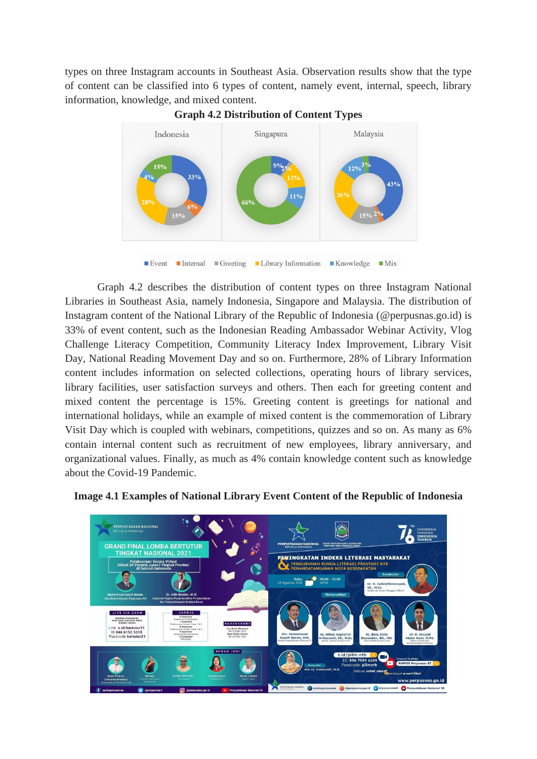types on three Instagram accounts in Southeast Asia. Observation results show that the type of content can be classified into 6 types of content, namely event, internal, speech, library information, knowledge, and mixed content.

**Graph 4.2 Distribution of Content Types**

Graph 4.2 describes the distribution of content types on three Instagram National Libraries in Southeast Asia, namely Indonesia, Singapore and Malaysia. The distribution of Instagram content of the National Library of the Republic of Indonesia (@perpusnas.go.id) is 33% of event content, such as the Indonesian Reading Ambassador Webinar Activity, Vlog Challenge Literacy Competition, Community Literacy Index Improvement, Library Visit Day, National Reading Movement Day and so on. Furthermore, 28% of Library Information content includes information on selected collections, operating hours of library services, library facilities, user satisfaction surveys and others. Then each for greeting content and mixed content the percentage is 15%. Greeting content is greetings for national and international holidays, while an example of mixed content is the commemoration of Library Visit Day which is coupled with webinars, competitions, quizzes and so on. As many as 6% contain internal content such as recruitment of new employees, library anniversary, and organizational values. Finally, as much as 4% contain knowledge content such as knowledge about the Covid-19 Pandemic.

**Image 4.1 Examples of National Library Event Content of the Republic of Indonesia**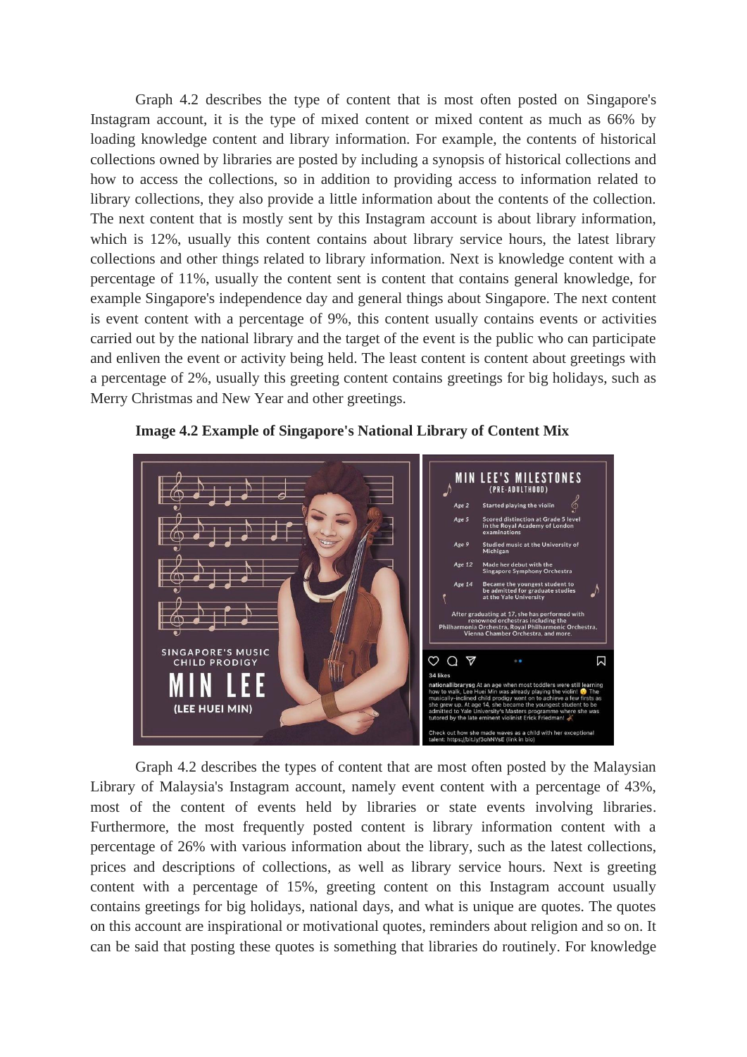Graph 4.2 describes the type of content that is most often posted on Singapore's Instagram account, it is the type of mixed content or mixed content as much as 66% by loading knowledge content and library information. For example, the contents of historical collections owned by libraries are posted by including a synopsis of historical collections and how to access the collections, so in addition to providing access to information related to library collections, they also provide a little information about the contents of the collection. The next content that is mostly sent by this Instagram account is about library information, which is 12%, usually this content contains about library service hours, the latest library collections and other things related to library information. Next is knowledge content with a percentage of 11%, usually the content sent is content that contains general knowledge, for example Singapore's independence day and general things about Singapore. The next content is event content with a percentage of 9%, this content usually contains events or activities carried out by the national library and the target of the event is the public who can participate and enliven the event or activity being held. The least content is content about greetings with a percentage of 2%, usually this greeting content contains greetings for big holidays, such as Merry Christmas and New Year and other greetings.

**Image 4.2 Example of Singapore's National Library of Content Mix**

Graph 4.2 describes the types of content that are most often posted by the Malaysian Library of Malaysia's Instagram account, namely event content with a percentage of 43%, most of the content of events held by libraries or state events involving libraries. Furthermore, the most frequently posted content is library information content with a percentage of 26% with various information about the library, such as the latest collections, prices and descriptions of collections, as well as library service hours. Next is greeting content with a percentage of 15%, greeting content on this Instagram account usually contains greetings for big holidays, national days, and what is unique are quotes. The quotes on this account are inspirational or motivational quotes, reminders about religion and so on. It can be said that posting these quotes is something that libraries do routinely. For knowledge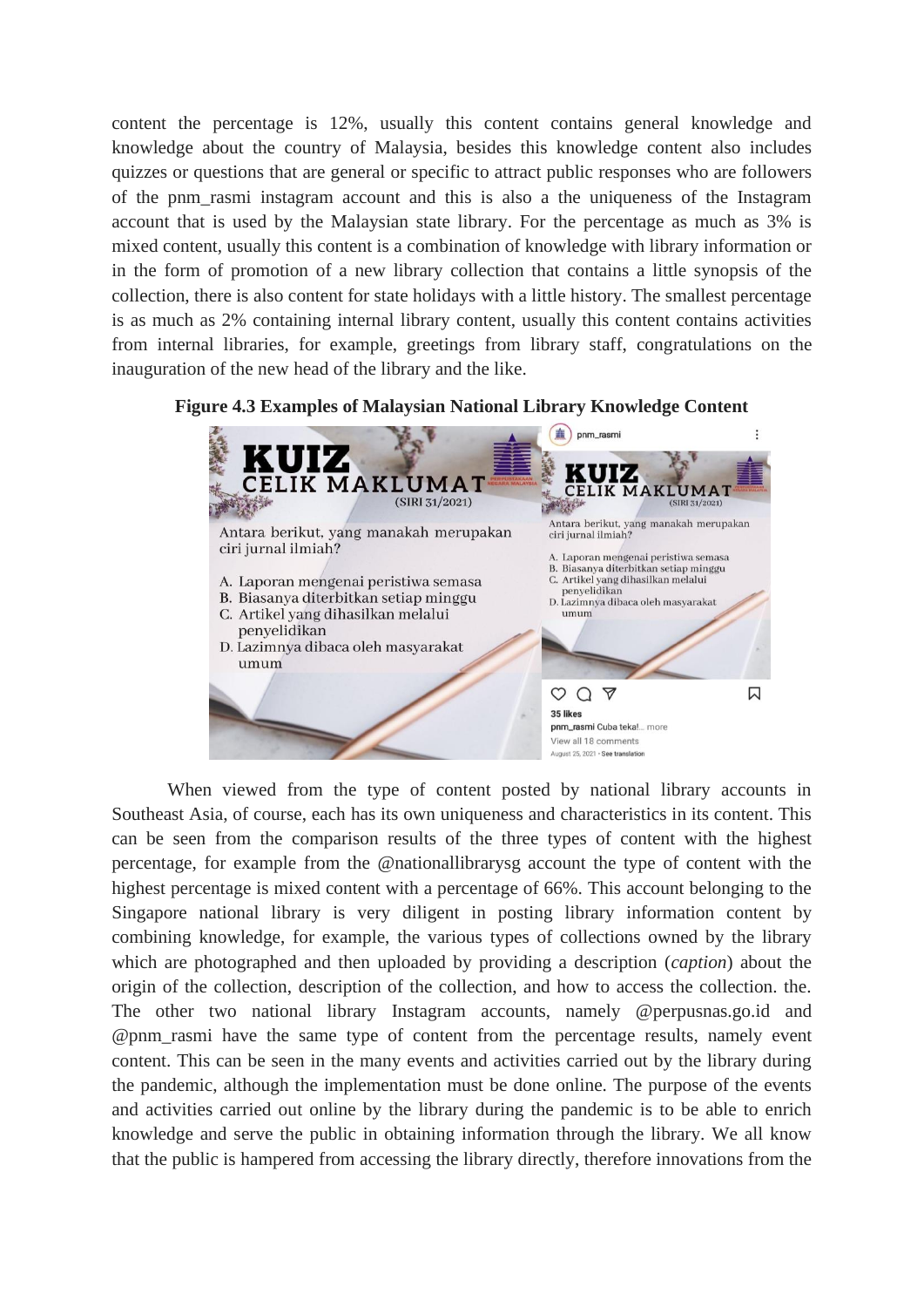content the percentage is 12%, usually this content contains general knowledge and knowledge about the country of Malaysia, besides this knowledge content also includes quizzes or questions that are general or specific to attract public responses who are followers of the pnm_rasmi instagram account and this is also a the uniqueness of the Instagram account that is used by the Malaysian state library. For the percentage as much as 3% is mixed content, usually this content is a combination of knowledge with library information or in the form of promotion of a new library collection that contains a little synopsis of the collection, there is also content for state holidays with a little history. The smallest percentage is as much as 2% containing internal library content, usually this content contains activities from internal libraries, for example, greetings from library staff, congratulations on the inauguration of the new head of the library and the like.

**Figure 4.3 Examples of Malaysian National Library Knowledge Content**

When viewed from the type of content posted by national library accounts in Southeast Asia, of course, each has its own uniqueness and characteristics in its content. This can be seen from the comparison results of the three types of content with the highest percentage, for example from the @nationallibrarysg account the type of content with the highest percentage is mixed content with a percentage of 66%. This account belonging to the Singapore national library is very diligent in posting library information content by combining knowledge, for example, the various types of collections owned by the library which are photographed and then uploaded by providing a description (*caption*) about the origin of the collection, description of the collection, and how to access the collection. the. The other two national library Instagram accounts, namely @perpusnas.go.id and @pnm_rasmi have the same type of content from the percentage results, namely event content. This can be seen in the many events and activities carried out by the library during the pandemic, although the implementation must be done online. The purpose of the events and activities carried out online by the library during the pandemic is to be able to enrich knowledge and serve the public in obtaining information through the library. We all know that the public is hampered from accessing the library directly, therefore innovations from the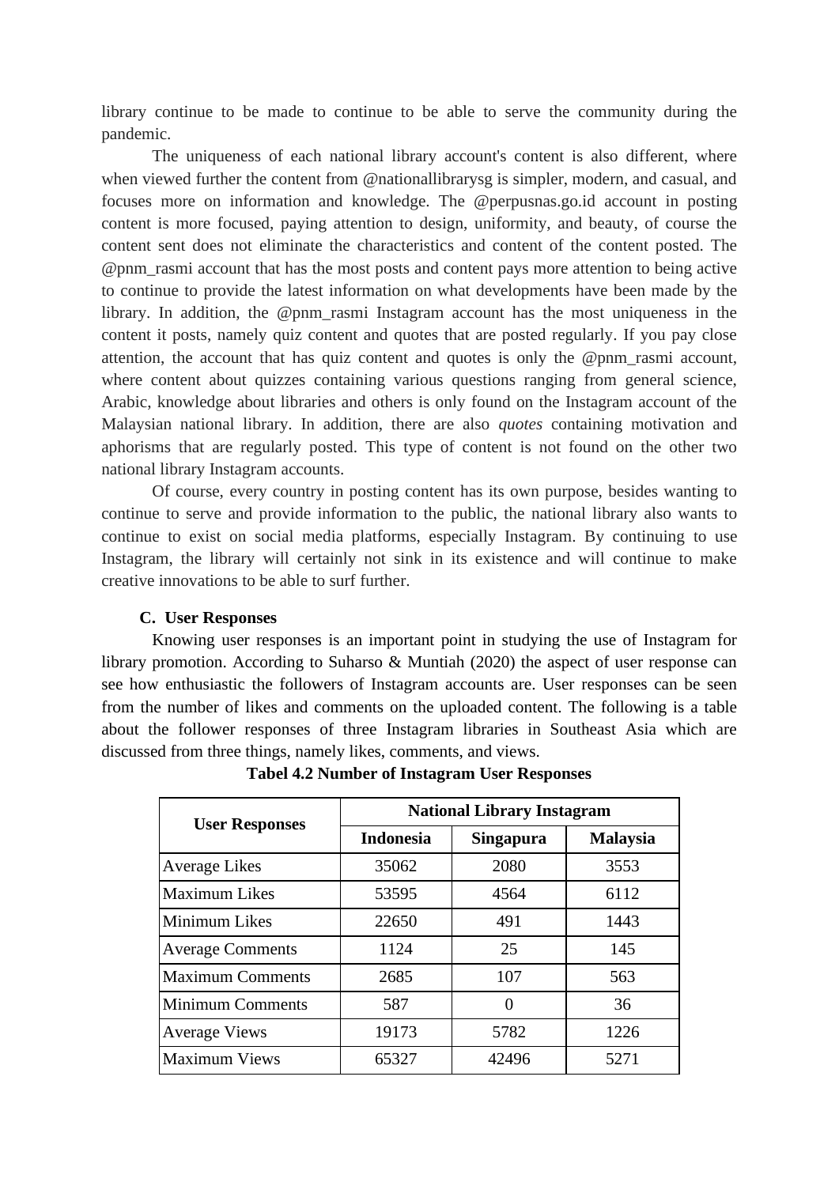library continue to be made to continue to be able to serve the community during the pandemic.

The uniqueness of each national library account's content is also different, where when viewed further the content from @nationallibrarysg is simpler, modern, and casual, and focuses more on information and knowledge. The @perpusnas.go.id account in posting content is more focused, paying attention to design, uniformity, and beauty, of course the content sent does not eliminate the characteristics and content of the content posted. The @pnm_rasmi account that has the most posts and content pays more attention to being active to continue to provide the latest information on what developments have been made by the library. In addition, the @pnm_rasmi Instagram account has the most uniqueness in the content it posts, namely quiz content and quotes that are posted regularly. If you pay close attention, the account that has quiz content and quotes is only the @pnm_rasmi account, where content about quizzes containing various questions ranging from general science, Arabic, knowledge about libraries and others is only found on the Instagram account of the Malaysian national library. In addition, there are also *quotes* containing motivation and aphorisms that are regularly posted. This type of content is not found on the other two national library Instagram accounts.

Of course, every country in posting content has its own purpose, besides wanting to continue to serve and provide information to the public, the national library also wants to continue to exist on social media platforms, especially Instagram. By continuing to use Instagram, the library will certainly not sink in its existence and will continue to make creative innovations to be able to surf further.

### C. User Responses

Knowing user responses is an important point in studying the use of Instagram for library promotion. According to Suharso & Muntiah (2020) the aspect of user response can see how enthusiastic the followers of Instagram accounts are. User responses can be seen from the number of likes and comments on the uploaded content. The following is a table about the follower responses of three Instagram libraries in Southeast Asia which are discussed from three things, namely likes, comments, and views.

**Tabel 4.2 Number of Instagram User Responses**

| User Responses | National Library Instagram | | |
|---|---|---|---|
| | Indonesia | Singapura | Malaysia |
| Average Likes | 35062 | 2080 | 3553 |
| Maximum Likes | 53595 | 4564 | 6112 |
| Minimum Likes | 22650 | 491 | 1443 |
| Average Comments | 1124 | 25 | 145 |
| Maximum Comments | 2685 | 107 | 563 |
| Minimum Comments | 587 | 0 | 36 |
| Average Views | 19173 | 5782 | 1226 |
| Maximum Views | 65327 | 42496 | 5271 |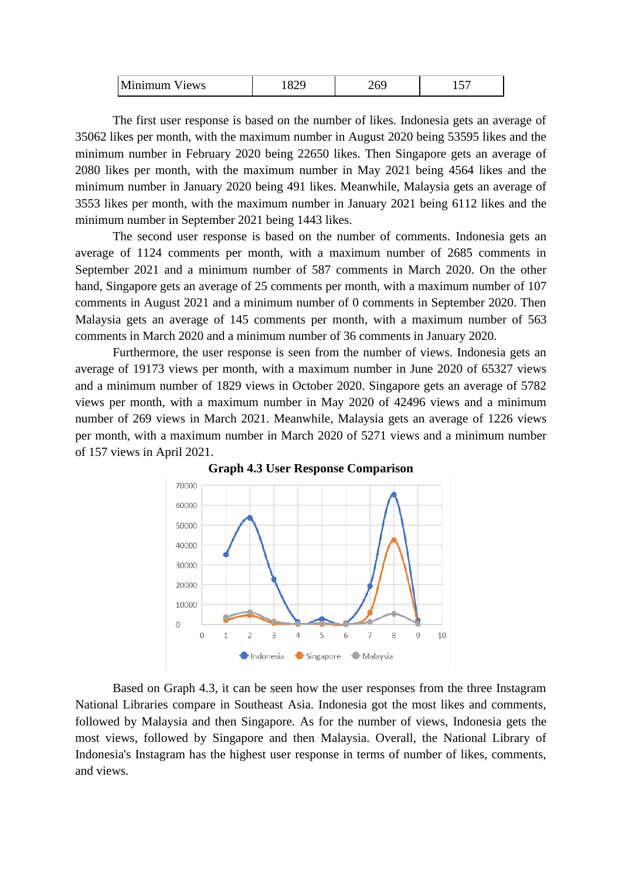| Minimum Views | 1829 | 269 | 157 |
|---|---|---|---|

The first user response is based on the number of likes. Indonesia gets an average of 35062 likes per month, with the maximum number in August 2020 being 53595 likes and the minimum number in February 2020 being 22650 likes. Then Singapore gets an average of 2080 likes per month, with the maximum number in May 2021 being 4564 likes and the minimum number in January 2020 being 491 likes. Meanwhile, Malaysia gets an average of 3553 likes per month, with the maximum number in January 2021 being 6112 likes and the minimum number in September 2021 being 1443 likes.

The second user response is based on the number of comments. Indonesia gets an average of 1124 comments per month, with a maximum number of 2685 comments in September 2021 and a minimum number of 587 comments in March 2020. On the other hand, Singapore gets an average of 25 comments per month, with a maximum number of 107 comments in August 2021 and a minimum number of 0 comments in September 2020. Then Malaysia gets an average of 145 comments per month, with a maximum number of 563 comments in March 2020 and a minimum number of 36 comments in January 2020.

Furthermore, the user response is seen from the number of views. Indonesia gets an average of 19173 views per month, with a maximum number in June 2020 of 65327 views and a minimum number of 1829 views in October 2020. Singapore gets an average of 5782 views per month, with a maximum number in May 2020 of 42496 views and a minimum number of 269 views in March 2021. Meanwhile, Malaysia gets an average of 1226 views per month, with a maximum number in March 2020 of 5271 views and a minimum number of 157 views in April 2021.

**Graph 4.3 User Response Comparison**

Based on Graph 4.3, it can be seen how the user responses from the three Instagram National Libraries compare in Southeast Asia. Indonesia got the most likes and comments, followed by Malaysia and then Singapore. As for the number of views, Indonesia gets the most views, followed by Singapore and then Malaysia. Overall, the National Library of Indonesia's Instagram has the highest user response in terms of number of likes, comments, and views.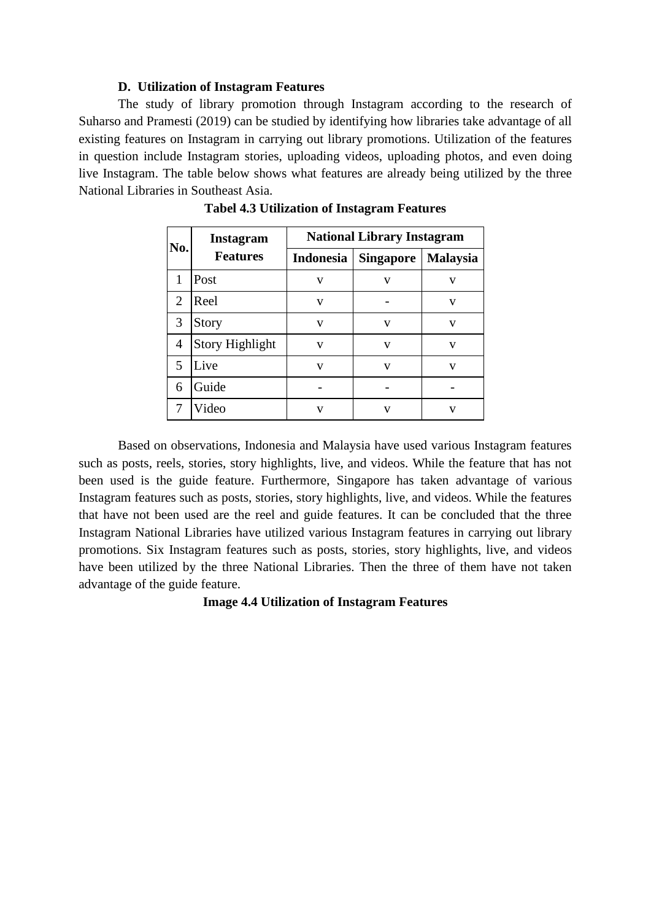### D. Utilization of Instagram Features

The study of library promotion through Instagram according to the research of Suharso and Pramesti (2019) can be studied by identifying how libraries take advantage of all existing features on Instagram in carrying out library promotions. Utilization of the features in question include Instagram stories, uploading videos, uploading photos, and even doing live Instagram. The table below shows what features are already being utilized by the three National Libraries in Southeast Asia.

**Tabel 4.3 Utilization of Instagram Features**

| No. | Instagram Features | National Library Instagram | | |
|---|---|---|---|---|
| | | Indonesia | Singapore | Malaysia |
| 1 | Post | v | v | v |
| 2 | Reel | v | - | v |
| 3 | Story | v | v | v |
| 4 | Story Highlight | v | v | v |
| 5 | Live | v | v | v |
| 6 | Guide | - | - | - |
| 7 | Video | v | v | v |

Based on observations, Indonesia and Malaysia have used various Instagram features such as posts, reels, stories, story highlights, live, and videos. While the feature that has not been used is the guide feature. Furthermore, Singapore has taken advantage of various Instagram features such as posts, stories, story highlights, live, and videos. While the features that have not been used are the reel and guide features. It can be concluded that the three Instagram National Libraries have utilized various Instagram features in carrying out library promotions. Six Instagram features such as posts, stories, story highlights, live, and videos have been utilized by the three National Libraries. Then the three of them have not taken advantage of the guide feature.

**Image 4.4 Utilization of Instagram Features**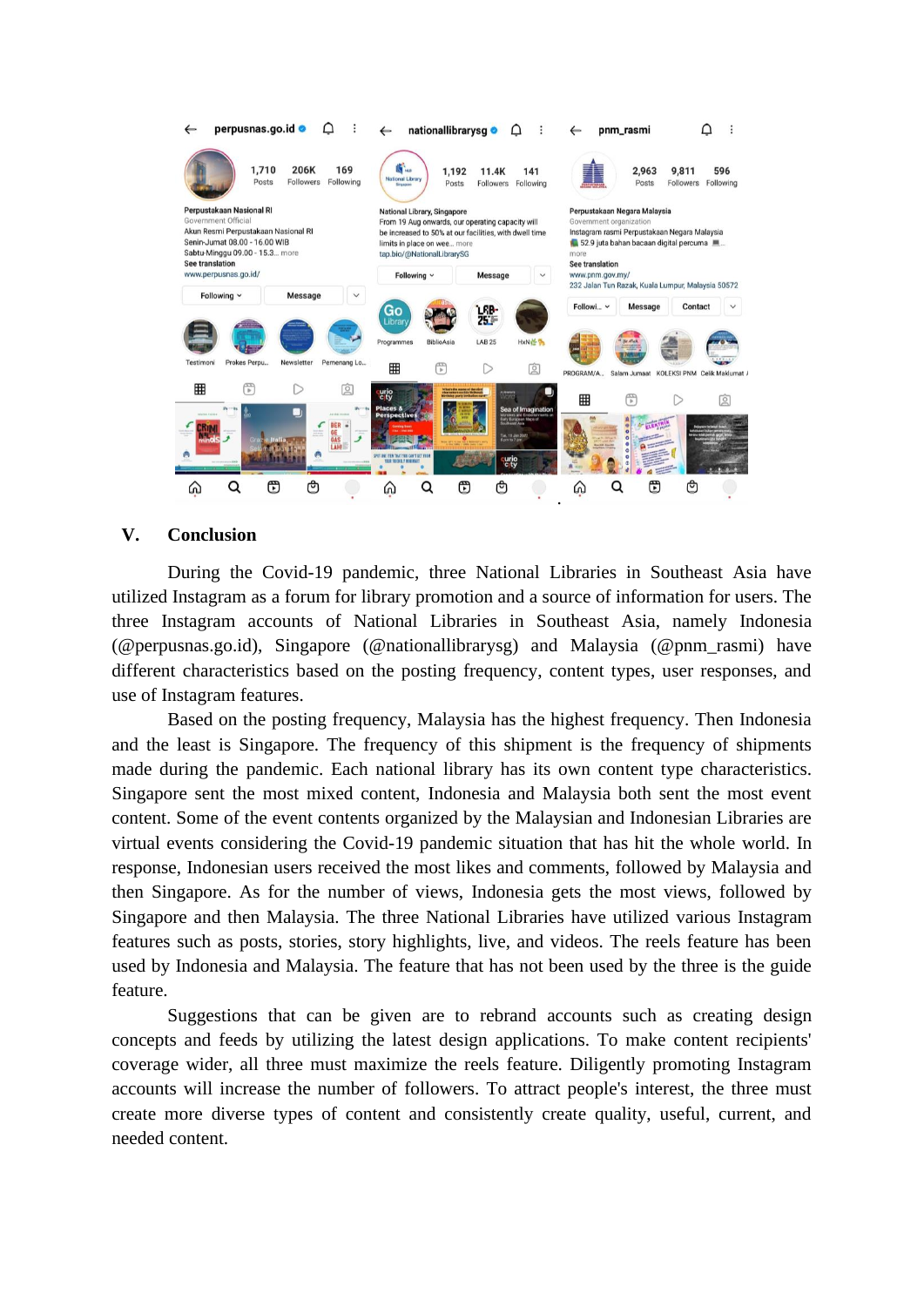## V. Conclusion

During the Covid-19 pandemic, three National Libraries in Southeast Asia have utilized Instagram as a forum for library promotion and a source of information for users. The three Instagram accounts of National Libraries in Southeast Asia, namely Indonesia (@perpusnas.go.id), Singapore (@nationallibrarysg) and Malaysia (@pnm_rasmi) have different characteristics based on the posting frequency, content types, user responses, and use of Instagram features.

Based on the posting frequency, Malaysia has the highest frequency. Then Indonesia and the least is Singapore. The frequency of this shipment is the frequency of shipments made during the pandemic. Each national library has its own content type characteristics. Singapore sent the most mixed content, Indonesia and Malaysia both sent the most event content. Some of the event contents organized by the Malaysian and Indonesian Libraries are virtual events considering the Covid-19 pandemic situation that has hit the whole world. In response, Indonesian users received the most likes and comments, followed by Malaysia and then Singapore. As for the number of views, Indonesia gets the most views, followed by Singapore and then Malaysia. The three National Libraries have utilized various Instagram features such as posts, stories, story highlights, live, and videos. The reels feature has been used by Indonesia and Malaysia. The feature that has not been used by the three is the guide feature.

Suggestions that can be given are to rebrand accounts such as creating design concepts and feeds by utilizing the latest design applications. To make content recipients' coverage wider, all three must maximize the reels feature. Diligently promoting Instagram accounts will increase the number of followers. To attract people's interest, the three must create more diverse types of content and consistently create quality, useful, current, and needed content.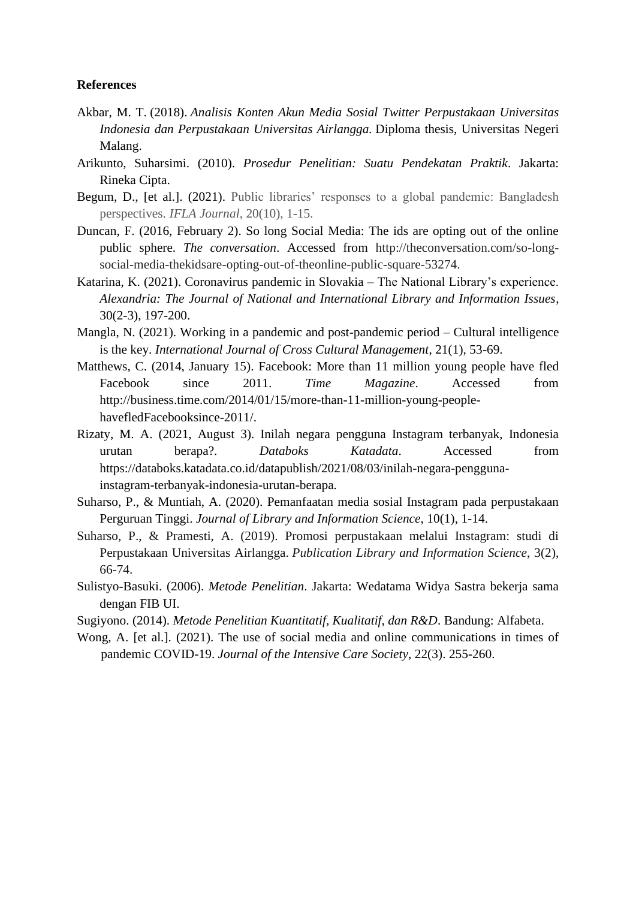**References**

Akbar, M. T. (2018). *Analisis Konten Akun Media Sosial Twitter Perpustakaan Universitas Indonesia dan Perpustakaan Universitas Airlangga*. Diploma thesis, Universitas Negeri Malang.

Arikunto, Suharsimi. (2010). *Prosedur Penelitian: Suatu Pendekatan Praktik*. Jakarta: Rineka Cipta.

Begum, D., [et al.]. (2021). Public libraries' responses to a global pandemic: Bangladesh perspectives. *IFLA Journal*, 20(10), 1-15.

Duncan, F. (2016, February 2). So long Social Media: The ids are opting out of the online public sphere. *The conversation*. Accessed from http://theconversation.com/so-long-social-media-thekidsare-opting-out-of-theonline-public-square-53274.

Katarina, K. (2021). Coronavirus pandemic in Slovakia – The National Library's experience. *Alexandria: The Journal of National and International Library and Information Issues*, 30(2-3), 197-200.

Mangla, N. (2021). Working in a pandemic and post-pandemic period – Cultural intelligence is the key. *International Journal of Cross Cultural Management*, 21(1), 53-69.

Matthews, C. (2014, January 15). Facebook: More than 11 million young people have fled Facebook since 2011. *Time Magazine*. Accessed from http://business.time.com/2014/01/15/more-than-11-million-young-people-havefledFacebooksince-2011/.

Rizaty, M. A. (2021, August 3). Inilah negara pengguna Instagram terbanyak, Indonesia urutan berapa?. *Databoks Katadata*. Accessed from https://databoks.katadata.co.id/datapublish/2021/08/03/inilah-negara-pengguna-instagram-terbanyak-indonesia-urutan-berapa.

Suharso, P., & Muntiah, A. (2020). Pemanfaatan media sosial Instagram pada perpustakaan Perguruan Tinggi. *Journal of Library and Information Science*, 10(1), 1-14.

Suharso, P., & Pramesti, A. (2019). Promosi perpustakaan melalui Instagram: studi di Perpustakaan Universitas Airlangga. *Publication Library and Information Science*, 3(2), 66-74.

Sulistyo-Basuki. (2006). *Metode Penelitian*. Jakarta: Wedatama Widya Sastra bekerja sama dengan FIB UI.

Sugiyono. (2014). *Metode Penelitian Kuantitatif, Kualitatif, dan R&D*. Bandung: Alfabeta.

Wong, A. [et al.]. (2021). The use of social media and online communications in times of pandemic COVID-19. *Journal of the Intensive Care Society*, 22(3). 255-260.